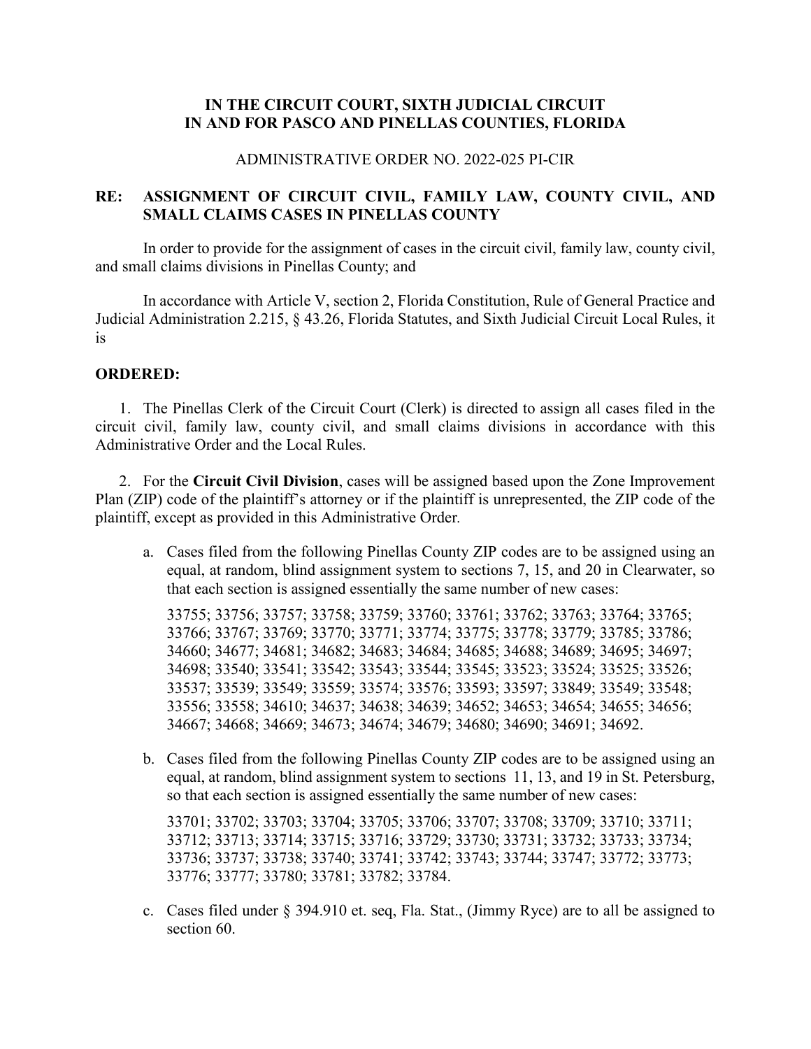**IN THE CIRCUIT COURT, SIXTH JUDICIAL CIRCUIT**
**IN AND FOR PASCO AND PINELLAS COUNTIES, FLORIDA**

ADMINISTRATIVE ORDER NO. 2022-025 PI-CIR

**RE: ASSIGNMENT OF CIRCUIT CIVIL, FAMILY LAW, COUNTY CIVIL, AND SMALL CLAIMS CASES IN PINELLAS COUNTY**

In order to provide for the assignment of cases in the circuit civil, family law, county civil, and small claims divisions in Pinellas County; and

In accordance with Article V, section 2, Florida Constitution, Rule of General Practice and Judicial Administration 2.215, § 43.26, Florida Statutes, and Sixth Judicial Circuit Local Rules, it is

**ORDERED:**

1. The Pinellas Clerk of the Circuit Court (Clerk) is directed to assign all cases filed in the circuit civil, family law, county civil, and small claims divisions in accordance with this Administrative Order and the Local Rules.

2. For the **Circuit Civil Division**, cases will be assigned based upon the Zone Improvement Plan (ZIP) code of the plaintiff's attorney or if the plaintiff is unrepresented, the ZIP code of the plaintiff, except as provided in this Administrative Order.

   a. Cases filed from the following Pinellas County ZIP codes are to be assigned using an equal, at random, blind assignment system to sections 7, 15, and 20 in Clearwater, so that each section is assigned essentially the same number of new cases:

      33755; 33756; 33757; 33758; 33759; 33760; 33761; 33762; 33763; 33764; 33765; 33766; 33767; 33769; 33770; 33771; 33774; 33775; 33778; 33779; 33785; 33786; 34660; 34677; 34681; 34682; 34683; 34684; 34685; 34688; 34689; 34695; 34697; 34698; 33540; 33541; 33542; 33543; 33544; 33545; 33523; 33524; 33525; 33526; 33537; 33539; 33549; 33559; 33574; 33576; 33593; 33597; 33849; 33549; 33548; 33556; 33558; 34610; 34637; 34638; 34639; 34652; 34653; 34654; 34655; 34656; 34667; 34668; 34669; 34673; 34674; 34679; 34680; 34690; 34691; 34692.

   b. Cases filed from the following Pinellas County ZIP codes are to be assigned using an equal, at random, blind assignment system to sections 11, 13, and 19 in St. Petersburg, so that each section is assigned essentially the same number of new cases:

      33701; 33702; 33703; 33704; 33705; 33706; 33707; 33708; 33709; 33710; 33711; 33712; 33713; 33714; 33715; 33716; 33729; 33730; 33731; 33732; 33733; 33734; 33736; 33737; 33738; 33740; 33741; 33742; 33743; 33744; 33747; 33772; 33773; 33776; 33777; 33780; 33781; 33782; 33784.

   c. Cases filed under § 394.910 et. seq, Fla. Stat., (Jimmy Ryce) are to all be assigned to section 60.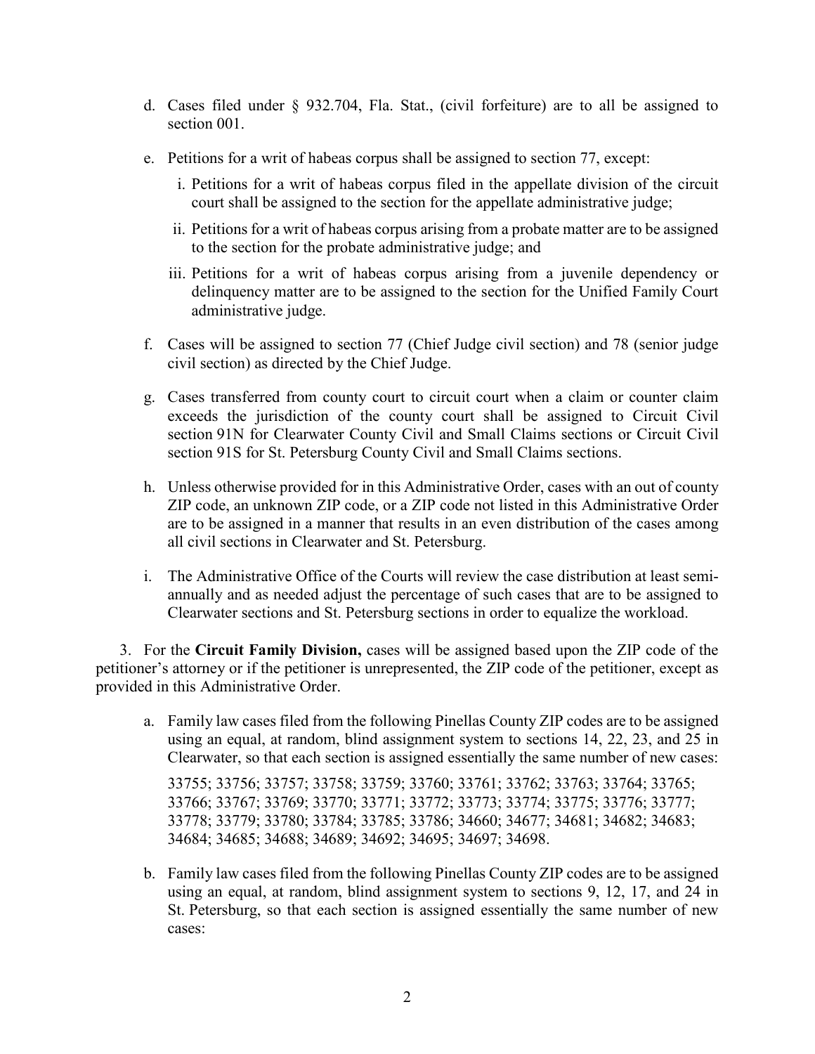d. Cases filed under § 932.704, Fla. Stat., (civil forfeiture) are to all be assigned to section 001.

e. Petitions for a writ of habeas corpus shall be assigned to section 77, except:

   i. Petitions for a writ of habeas corpus filed in the appellate division of the circuit court shall be assigned to the section for the appellate administrative judge;

   ii. Petitions for a writ of habeas corpus arising from a probate matter are to be assigned to the section for the probate administrative judge; and

   iii. Petitions for a writ of habeas corpus arising from a juvenile dependency or delinquency matter are to be assigned to the section for the Unified Family Court administrative judge.

f. Cases will be assigned to section 77 (Chief Judge civil section) and 78 (senior judge civil section) as directed by the Chief Judge.

g. Cases transferred from county court to circuit court when a claim or counter claim exceeds the jurisdiction of the county court shall be assigned to Circuit Civil section 91N for Clearwater County Civil and Small Claims sections or Circuit Civil section 91S for St. Petersburg County Civil and Small Claims sections.

h. Unless otherwise provided for in this Administrative Order, cases with an out of county ZIP code, an unknown ZIP code, or a ZIP code not listed in this Administrative Order are to be assigned in a manner that results in an even distribution of the cases among all civil sections in Clearwater and St. Petersburg.

i. The Administrative Office of the Courts will review the case distribution at least semi-annually and as needed adjust the percentage of such cases that are to be assigned to Clearwater sections and St. Petersburg sections in order to equalize the workload.

3. For the **Circuit Family Division,** cases will be assigned based upon the ZIP code of the petitioner's attorney or if the petitioner is unrepresented, the ZIP code of the petitioner, except as provided in this Administrative Order.

a. Family law cases filed from the following Pinellas County ZIP codes are to be assigned using an equal, at random, blind assignment system to sections 14, 22, 23, and 25 in Clearwater, so that each section is assigned essentially the same number of new cases:

   33755; 33756; 33757; 33758; 33759; 33760; 33761; 33762; 33763; 33764; 33765; 33766; 33767; 33769; 33770; 33771; 33772; 33773; 33774; 33775; 33776; 33777; 33778; 33779; 33780; 33784; 33785; 33786; 34660; 34677; 34681; 34682; 34683; 34684; 34685; 34688; 34689; 34692; 34695; 34697; 34698.

b. Family law cases filed from the following Pinellas County ZIP codes are to be assigned using an equal, at random, blind assignment system to sections 9, 12, 17, and 24 in St. Petersburg, so that each section is assigned essentially the same number of new cases: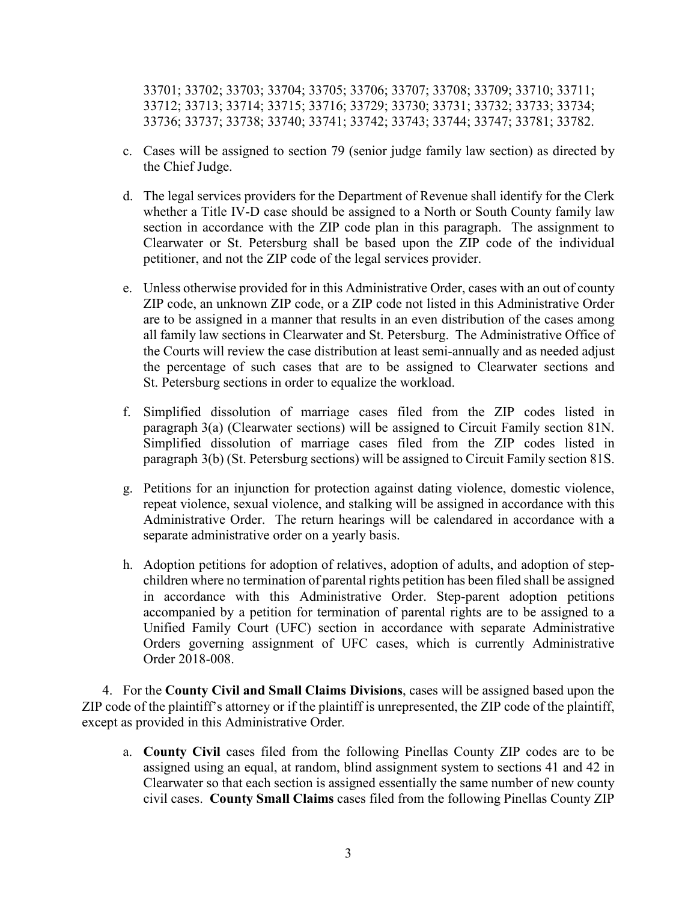33701; 33702; 33703; 33704; 33705; 33706; 33707; 33708; 33709; 33710; 33711; 33712; 33713; 33714; 33715; 33716; 33729; 33730; 33731; 33732; 33733; 33734; 33736; 33737; 33738; 33740; 33741; 33742; 33743; 33744; 33747; 33781; 33782.

c. Cases will be assigned to section 79 (senior judge family law section) as directed by the Chief Judge.

d. The legal services providers for the Department of Revenue shall identify for the Clerk whether a Title IV-D case should be assigned to a North or South County family law section in accordance with the ZIP code plan in this paragraph. The assignment to Clearwater or St. Petersburg shall be based upon the ZIP code of the individual petitioner, and not the ZIP code of the legal services provider.

e. Unless otherwise provided for in this Administrative Order, cases with an out of county ZIP code, an unknown ZIP code, or a ZIP code not listed in this Administrative Order are to be assigned in a manner that results in an even distribution of the cases among all family law sections in Clearwater and St. Petersburg. The Administrative Office of the Courts will review the case distribution at least semi-annually and as needed adjust the percentage of such cases that are to be assigned to Clearwater sections and St. Petersburg sections in order to equalize the workload.

f. Simplified dissolution of marriage cases filed from the ZIP codes listed in paragraph 3(a) (Clearwater sections) will be assigned to Circuit Family section 81N. Simplified dissolution of marriage cases filed from the ZIP codes listed in paragraph 3(b) (St. Petersburg sections) will be assigned to Circuit Family section 81S.

g. Petitions for an injunction for protection against dating violence, domestic violence, repeat violence, sexual violence, and stalking will be assigned in accordance with this Administrative Order. The return hearings will be calendared in accordance with a separate administrative order on a yearly basis.

h. Adoption petitions for adoption of relatives, adoption of adults, and adoption of step-children where no termination of parental rights petition has been filed shall be assigned in accordance with this Administrative Order. Step-parent adoption petitions accompanied by a petition for termination of parental rights are to be assigned to a Unified Family Court (UFC) section in accordance with separate Administrative Orders governing assignment of UFC cases, which is currently Administrative Order 2018-008.

4. For the **County Civil and Small Claims Divisions**, cases will be assigned based upon the ZIP code of the plaintiff's attorney or if the plaintiff is unrepresented, the ZIP code of the plaintiff, except as provided in this Administrative Order.

a. **County Civil** cases filed from the following Pinellas County ZIP codes are to be assigned using an equal, at random, blind assignment system to sections 41 and 42 in Clearwater so that each section is assigned essentially the same number of new county civil cases. **County Small Claims** cases filed from the following Pinellas County ZIP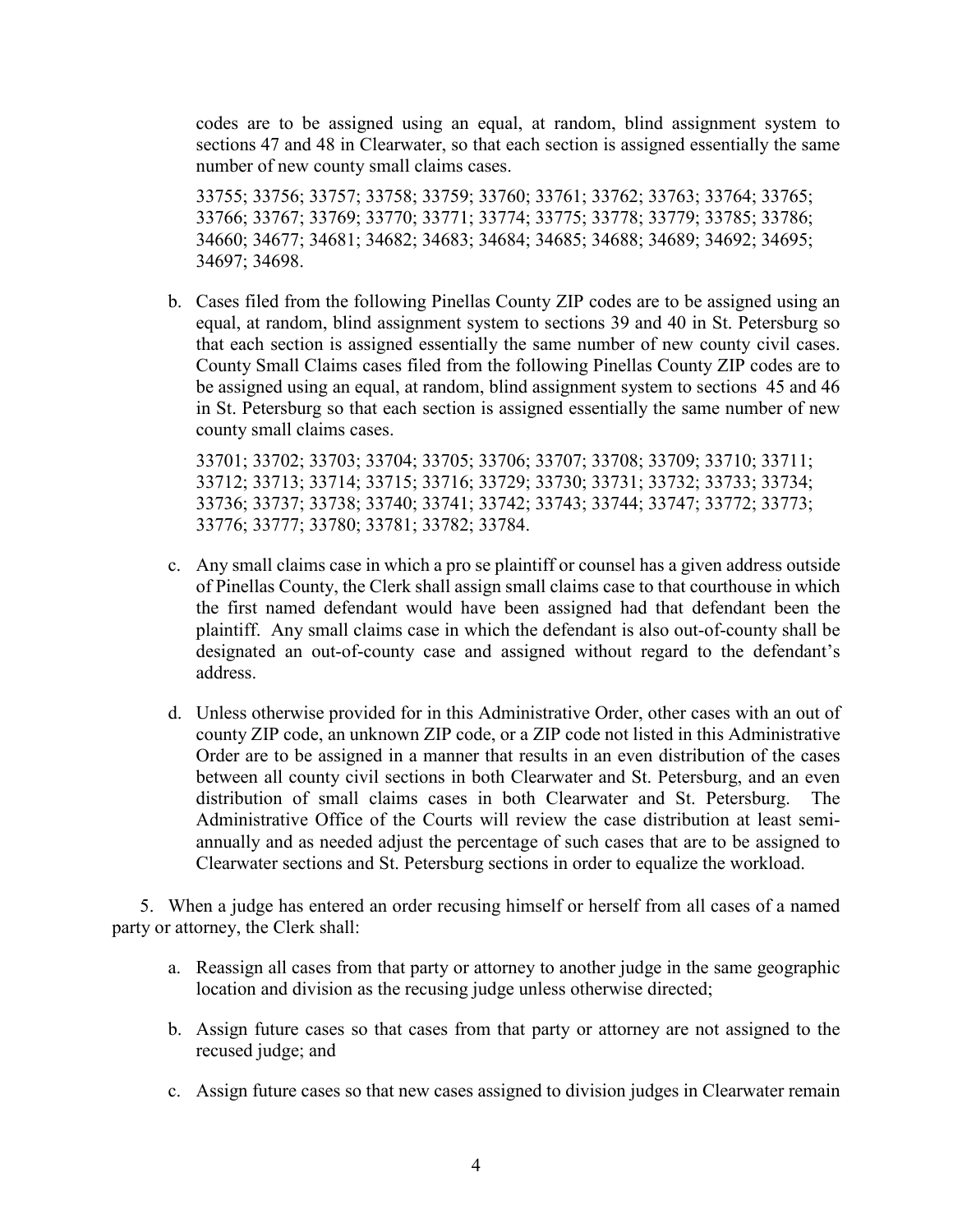codes are to be assigned using an equal, at random, blind assignment system to sections 47 and 48 in Clearwater, so that each section is assigned essentially the same number of new county small claims cases.

33755; 33756; 33757; 33758; 33759; 33760; 33761; 33762; 33763; 33764; 33765; 33766; 33767; 33769; 33770; 33771; 33774; 33775; 33778; 33779; 33785; 33786; 34660; 34677; 34681; 34682; 34683; 34684; 34685; 34688; 34689; 34692; 34695; 34697; 34698.

b. Cases filed from the following Pinellas County ZIP codes are to be assigned using an equal, at random, blind assignment system to sections 39 and 40 in St. Petersburg so that each section is assigned essentially the same number of new county civil cases. County Small Claims cases filed from the following Pinellas County ZIP codes are to be assigned using an equal, at random, blind assignment system to sections 45 and 46 in St. Petersburg so that each section is assigned essentially the same number of new county small claims cases.

33701; 33702; 33703; 33704; 33705; 33706; 33707; 33708; 33709; 33710; 33711; 33712; 33713; 33714; 33715; 33716; 33729; 33730; 33731; 33732; 33733; 33734; 33736; 33737; 33738; 33740; 33741; 33742; 33743; 33744; 33747; 33772; 33773; 33776; 33777; 33780; 33781; 33782; 33784.

c. Any small claims case in which a pro se plaintiff or counsel has a given address outside of Pinellas County, the Clerk shall assign small claims case to that courthouse in which the first named defendant would have been assigned had that defendant been the plaintiff. Any small claims case in which the defendant is also out-of-county shall be designated an out-of-county case and assigned without regard to the defendant's address.

d. Unless otherwise provided for in this Administrative Order, other cases with an out of county ZIP code, an unknown ZIP code, or a ZIP code not listed in this Administrative Order are to be assigned in a manner that results in an even distribution of the cases between all county civil sections in both Clearwater and St. Petersburg, and an even distribution of small claims cases in both Clearwater and St. Petersburg. The Administrative Office of the Courts will review the case distribution at least semi-annually and as needed adjust the percentage of such cases that are to be assigned to Clearwater sections and St. Petersburg sections in order to equalize the workload.

5. When a judge has entered an order recusing himself or herself from all cases of a named party or attorney, the Clerk shall:

a. Reassign all cases from that party or attorney to another judge in the same geographic location and division as the recusing judge unless otherwise directed;

b. Assign future cases so that cases from that party or attorney are not assigned to the recused judge; and

c. Assign future cases so that new cases assigned to division judges in Clearwater remain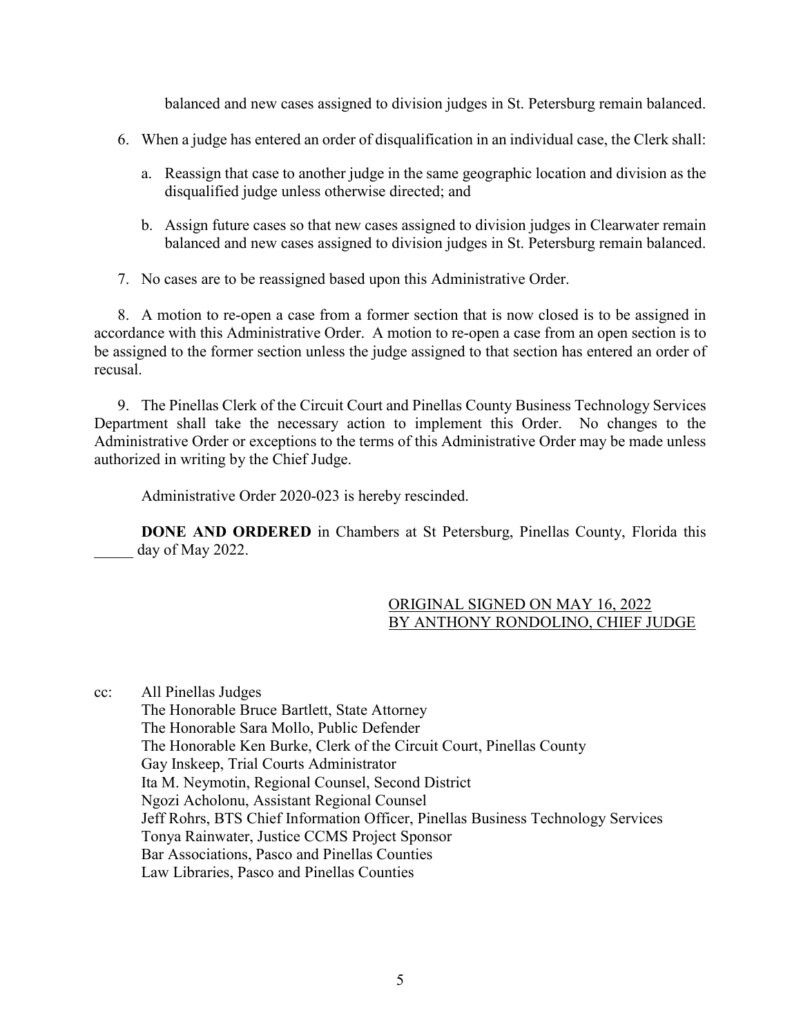balanced and new cases assigned to division judges in St. Petersburg remain balanced.

6. When a judge has entered an order of disqualification in an individual case, the Clerk shall:

   a. Reassign that case to another judge in the same geographic location and division as the disqualified judge unless otherwise directed; and

   b. Assign future cases so that new cases assigned to division judges in Clearwater remain balanced and new cases assigned to division judges in St. Petersburg remain balanced.

7. No cases are to be reassigned based upon this Administrative Order.

8. A motion to re-open a case from a former section that is now closed is to be assigned in accordance with this Administrative Order. A motion to re-open a case from an open section is to be assigned to the former section unless the judge assigned to that section has entered an order of recusal.

9. The Pinellas Clerk of the Circuit Court and Pinellas County Business Technology Services Department shall take the necessary action to implement this Order. No changes to the Administrative Order or exceptions to the terms of this Administrative Order may be made unless authorized in writing by the Chief Judge.

Administrative Order 2020-023 is hereby rescinded.

**DONE AND ORDERED** in Chambers at St Petersburg, Pinellas County, Florida this _____ day of May 2022.

ORIGINAL SIGNED ON MAY 16, 2022
BY ANTHONY RONDOLINO, CHIEF JUDGE

cc: All Pinellas Judges
The Honorable Bruce Bartlett, State Attorney
The Honorable Sara Mollo, Public Defender
The Honorable Ken Burke, Clerk of the Circuit Court, Pinellas County
Gay Inskeep, Trial Courts Administrator
Ita M. Neymotin, Regional Counsel, Second District
Ngozi Acholonu, Assistant Regional Counsel
Jeff Rohrs, BTS Chief Information Officer, Pinellas Business Technology Services
Tonya Rainwater, Justice CCMS Project Sponsor
Bar Associations, Pasco and Pinellas Counties
Law Libraries, Pasco and Pinellas Counties